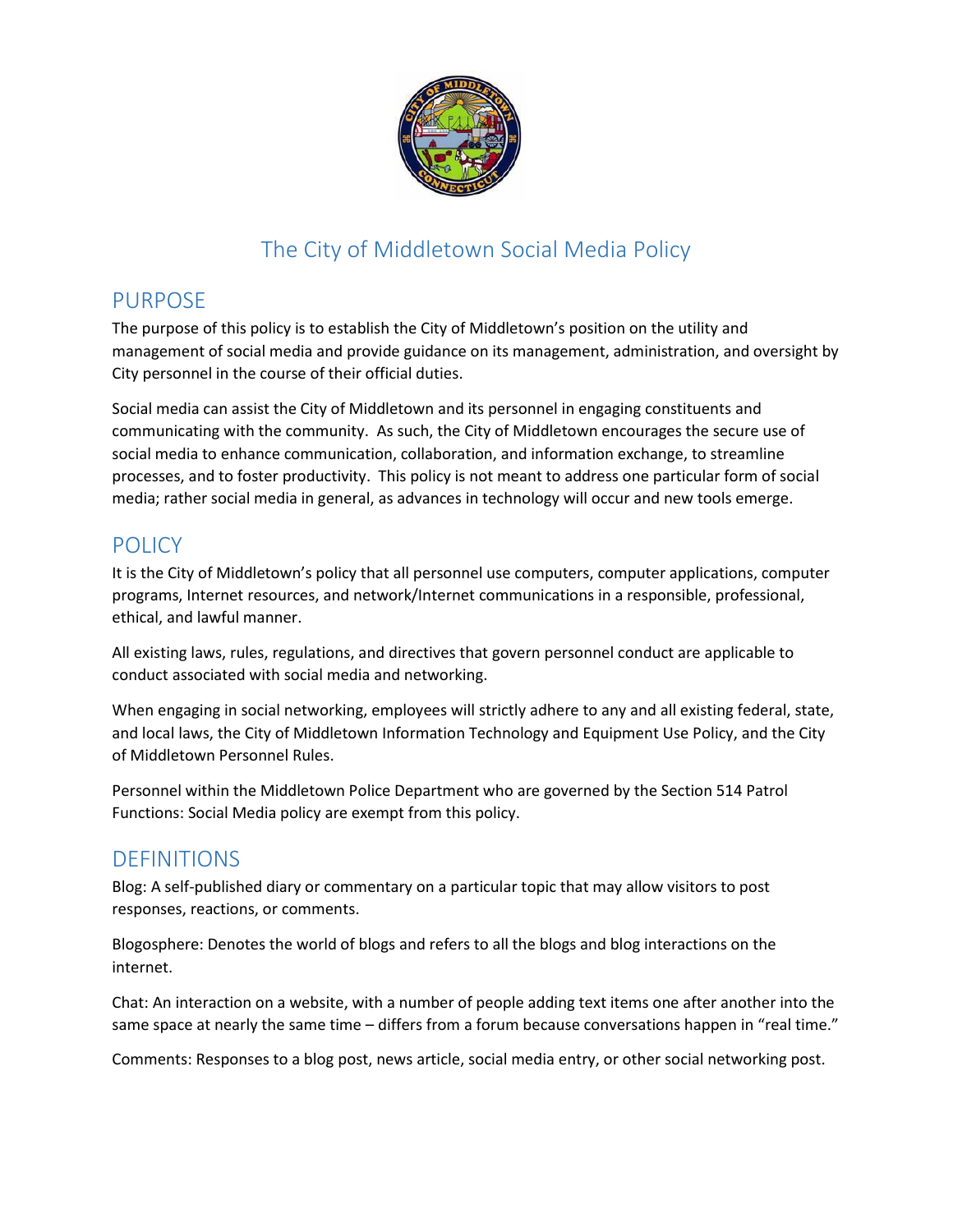# The City of Middletown Social Media Policy

## PURPOSE

The purpose of this policy is to establish the City of Middletown's position on the utility and management of social media and provide guidance on its management, administration, and oversight by City personnel in the course of their official duties.

Social media can assist the City of Middletown and its personnel in engaging constituents and communicating with the community. As such, the City of Middletown encourages the secure use of social media to enhance communication, collaboration, and information exchange, to streamline processes, and to foster productivity. This policy is not meant to address one particular form of social media; rather social media in general, as advances in technology will occur and new tools emerge.

## POLICY

It is the City of Middletown's policy that all personnel use computers, computer applications, computer programs, Internet resources, and network/Internet communications in a responsible, professional, ethical, and lawful manner.

All existing laws, rules, regulations, and directives that govern personnel conduct are applicable to conduct associated with social media and networking.

When engaging in social networking, employees will strictly adhere to any and all existing federal, state, and local laws, the City of Middletown Information Technology and Equipment Use Policy, and the City of Middletown Personnel Rules.

Personnel within the Middletown Police Department who are governed by the Section 514 Patrol Functions: Social Media policy are exempt from this policy.

## DEFINITIONS

Blog: A self-published diary or commentary on a particular topic that may allow visitors to post responses, reactions, or comments.

Blogosphere: Denotes the world of blogs and refers to all the blogs and blog interactions on the internet.

Chat: An interaction on a website, with a number of people adding text items one after another into the same space at nearly the same time – differs from a forum because conversations happen in "real time."

Comments: Responses to a blog post, news article, social media entry, or other social networking post.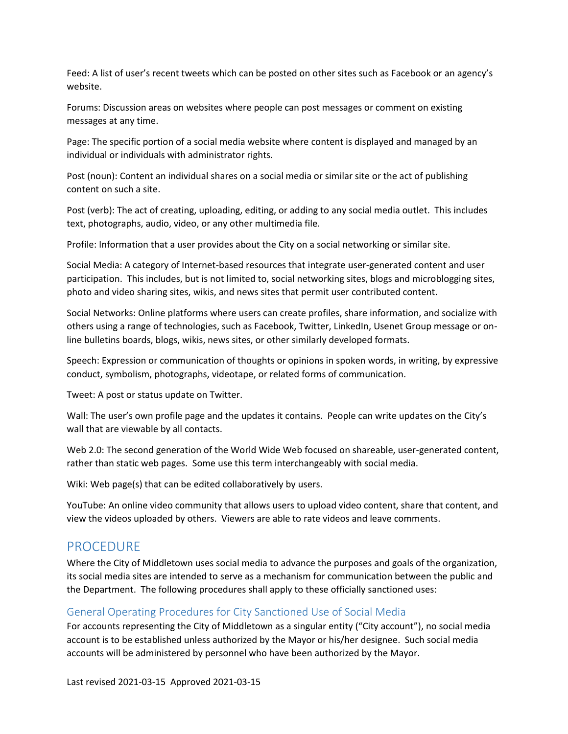Feed: A list of user's recent tweets which can be posted on other sites such as Facebook or an agency's website.

Forums: Discussion areas on websites where people can post messages or comment on existing messages at any time.

Page: The specific portion of a social media website where content is displayed and managed by an individual or individuals with administrator rights.

Post (noun): Content an individual shares on a social media or similar site or the act of publishing content on such a site.

Post (verb): The act of creating, uploading, editing, or adding to any social media outlet. This includes text, photographs, audio, video, or any other multimedia file.

Profile: Information that a user provides about the City on a social networking or similar site.

Social Media: A category of Internet-based resources that integrate user-generated content and user participation. This includes, but is not limited to, social networking sites, blogs and microblogging sites, photo and video sharing sites, wikis, and news sites that permit user contributed content.

Social Networks: Online platforms where users can create profiles, share information, and socialize with others using a range of technologies, such as Facebook, Twitter, LinkedIn, Usenet Group message or on-line bulletins boards, blogs, wikis, news sites, or other similarly developed formats.

Speech: Expression or communication of thoughts or opinions in spoken words, in writing, by expressive conduct, symbolism, photographs, videotape, or related forms of communication.

Tweet: A post or status update on Twitter.

Wall: The user's own profile page and the updates it contains. People can write updates on the City's wall that are viewable by all contacts.

Web 2.0: The second generation of the World Wide Web focused on shareable, user-generated content, rather than static web pages. Some use this term interchangeably with social media.

Wiki: Web page(s) that can be edited collaboratively by users.

YouTube: An online video community that allows users to upload video content, share that content, and view the videos uploaded by others. Viewers are able to rate videos and leave comments.

## PROCEDURE

Where the City of Middletown uses social media to advance the purposes and goals of the organization, its social media sites are intended to serve as a mechanism for communication between the public and the Department. The following procedures shall apply to these officially sanctioned uses:

### General Operating Procedures for City Sanctioned Use of Social Media

For accounts representing the City of Middletown as a singular entity ("City account"), no social media account is to be established unless authorized by the Mayor or his/her designee. Such social media accounts will be administered by personnel who have been authorized by the Mayor.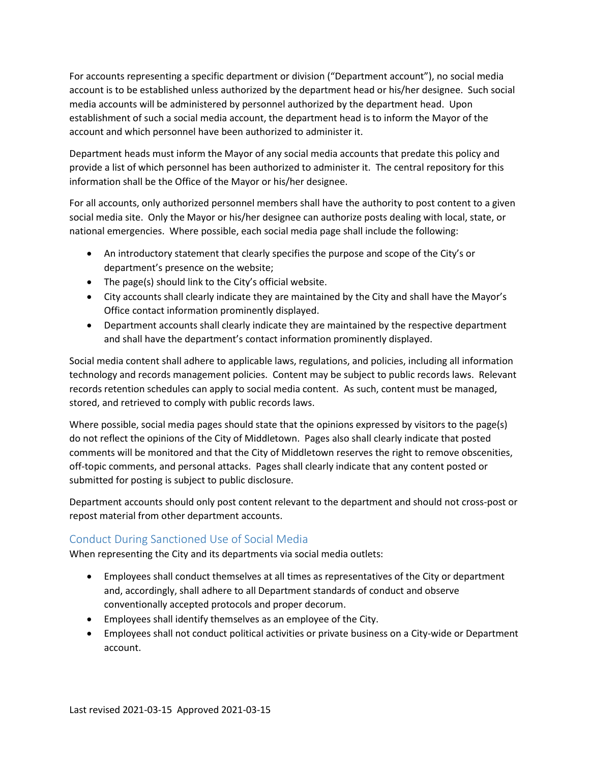For accounts representing a specific department or division ("Department account"), no social media account is to be established unless authorized by the department head or his/her designee. Such social media accounts will be administered by personnel authorized by the department head. Upon establishment of such a social media account, the department head is to inform the Mayor of the account and which personnel have been authorized to administer it.

Department heads must inform the Mayor of any social media accounts that predate this policy and provide a list of which personnel has been authorized to administer it. The central repository for this information shall be the Office of the Mayor or his/her designee.

For all accounts, only authorized personnel members shall have the authority to post content to a given social media site. Only the Mayor or his/her designee can authorize posts dealing with local, state, or national emergencies. Where possible, each social media page shall include the following:

- An introductory statement that clearly specifies the purpose and scope of the City's or department's presence on the website;
- The page(s) should link to the City's official website.
- City accounts shall clearly indicate they are maintained by the City and shall have the Mayor's Office contact information prominently displayed.
- Department accounts shall clearly indicate they are maintained by the respective department and shall have the department's contact information prominently displayed.

Social media content shall adhere to applicable laws, regulations, and policies, including all information technology and records management policies. Content may be subject to public records laws. Relevant records retention schedules can apply to social media content. As such, content must be managed, stored, and retrieved to comply with public records laws.

Where possible, social media pages should state that the opinions expressed by visitors to the page(s) do not reflect the opinions of the City of Middletown. Pages also shall clearly indicate that posted comments will be monitored and that the City of Middletown reserves the right to remove obscenities, off-topic comments, and personal attacks. Pages shall clearly indicate that any content posted or submitted for posting is subject to public disclosure.

Department accounts should only post content relevant to the department and should not cross-post or repost material from other department accounts.

## Conduct During Sanctioned Use of Social Media

When representing the City and its departments via social media outlets:

- Employees shall conduct themselves at all times as representatives of the City or department and, accordingly, shall adhere to all Department standards of conduct and observe conventionally accepted protocols and proper decorum.
- Employees shall identify themselves as an employee of the City.
- Employees shall not conduct political activities or private business on a City-wide or Department account.

Last revised 2021-03-15 Approved 2021-03-15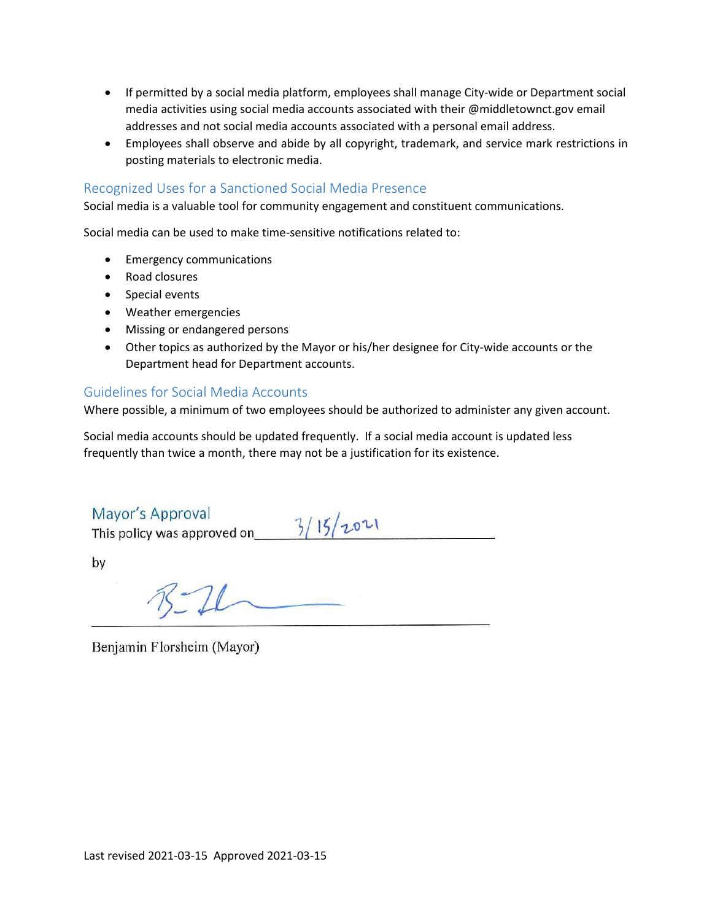- If permitted by a social media platform, employees shall manage City-wide or Department social media activities using social media accounts associated with their @middletownct.gov email addresses and not social media accounts associated with a personal email address.
- Employees shall observe and abide by all copyright, trademark, and service mark restrictions in posting materials to electronic media.

## Recognized Uses for a Sanctioned Social Media Presence

Social media is a valuable tool for community engagement and constituent communications.

Social media can be used to make time-sensitive notifications related to:

- Emergency communications
- Road closures
- Special events
- Weather emergencies
- Missing or endangered persons
- Other topics as authorized by the Mayor or his/her designee for City-wide accounts or the Department head for Department accounts.

## Guidelines for Social Media Accounts

Where possible, a minimum of two employees should be authorized to administer any given account.

Social media accounts should be updated frequently. If a social media account is updated less frequently than twice a month, there may not be a justification for its existence.

## Mayor's Approval

This policy was approved on 3/15/2021

by

Benjamin Florsheim (Mayor)

Last revised 2021-03-15 Approved 2021-03-15